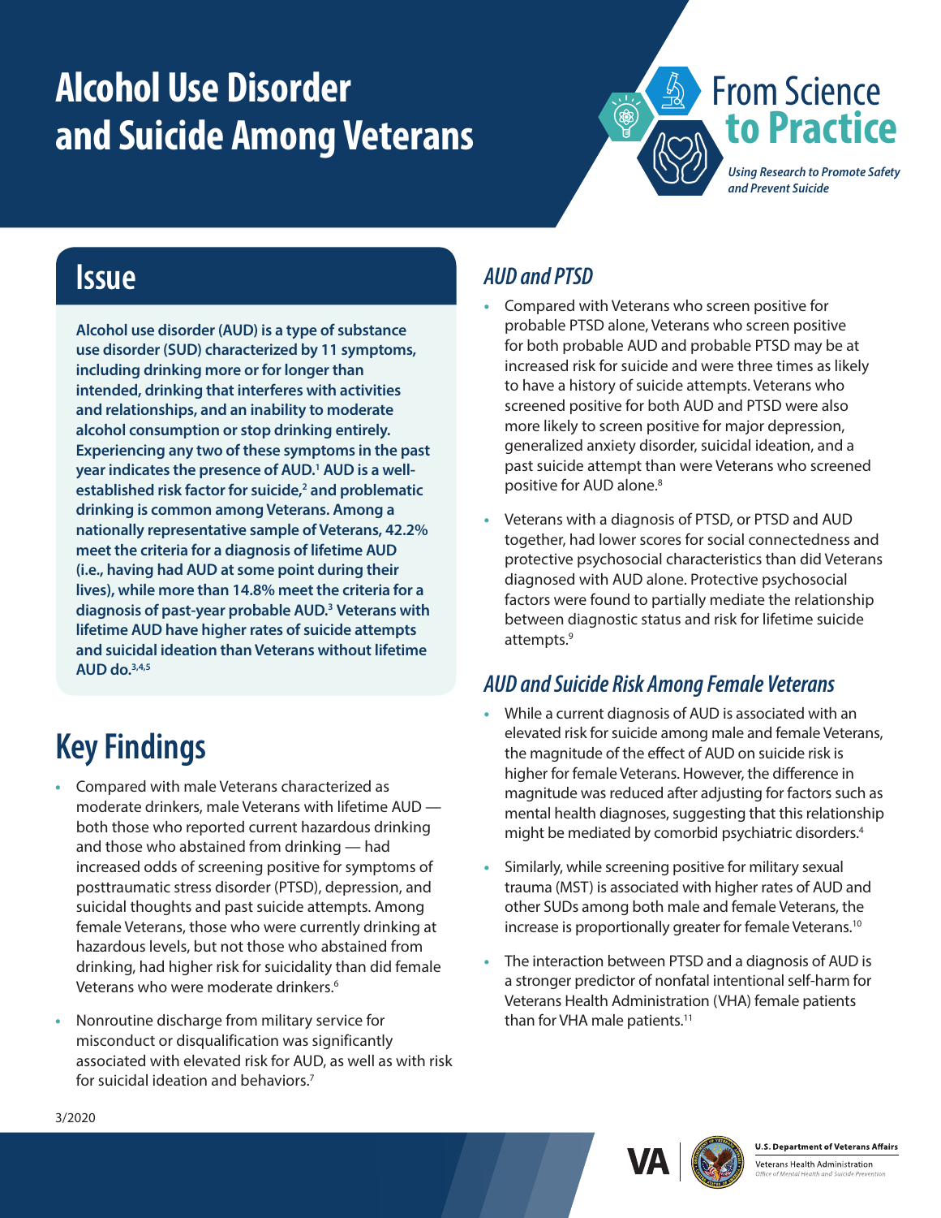# Alcohol Use Disorder and Suicide Among Veterans

From Science **to Practice**

*Using Research to Promote Safety and Prevent Suicide*

## Issue

**Alcohol use disorder (AUD) is a type of substance use disorder (SUD) characterized by 11 symptoms, including drinking more or for longer than intended, drinking that interferes with activities and relationships, and an inability to moderate alcohol consumption or stop drinking entirely. Experiencing any two of these symptoms in the past year indicates the presence of AUD.[1] AUD is a well-established risk factor for suicide,[2] and problematic drinking is common among Veterans. Among a nationally representative sample of Veterans, 42.2% meet the criteria for a diagnosis of lifetime AUD (i.e., having had AUD at some point during their lives), while more than 14.8% meet the criteria for a diagnosis of past-year probable AUD.[3] Veterans with lifetime AUD have higher rates of suicide attempts and suicidal ideation than Veterans without lifetime AUD do.[3,4,5]**

## Key Findings

- Compared with male Veterans characterized as moderate drinkers, male Veterans with lifetime AUD — both those who reported current hazardous drinking and those who abstained from drinking — had increased odds of screening positive for symptoms of posttraumatic stress disorder (PTSD), depression, and suicidal thoughts and past suicide attempts. Among female Veterans, those who were currently drinking at hazardous levels, but not those who abstained from drinking, had higher risk for suicidality than did female Veterans who were moderate drinkers.[6]
- Nonroutine discharge from military service for misconduct or disqualification was significantly associated with elevated risk for AUD, as well as with risk for suicidal ideation and behaviors.[7]

### *AUD and PTSD*

- Compared with Veterans who screen positive for probable PTSD alone, Veterans who screen positive for both probable AUD and probable PTSD may be at increased risk for suicide and were three times as likely to have a history of suicide attempts. Veterans who screened positive for both AUD and PTSD were also more likely to screen positive for major depression, generalized anxiety disorder, suicidal ideation, and a past suicide attempt than were Veterans who screened positive for AUD alone.[8]
- Veterans with a diagnosis of PTSD, or PTSD and AUD together, had lower scores for social connectedness and protective psychosocial characteristics than did Veterans diagnosed with AUD alone. Protective psychosocial factors were found to partially mediate the relationship between diagnostic status and risk for lifetime suicide attempts.[9]

### *AUD and Suicide Risk Among Female Veterans*

- While a current diagnosis of AUD is associated with an elevated risk for suicide among male and female Veterans, the magnitude of the effect of AUD on suicide risk is higher for female Veterans. However, the difference in magnitude was reduced after adjusting for factors such as mental health diagnoses, suggesting that this relationship might be mediated by comorbid psychiatric disorders.[4]
- Similarly, while screening positive for military sexual trauma (MST) is associated with higher rates of AUD and other SUDs among both male and female Veterans, the increase is proportionally greater for female Veterans.[10]
- The interaction between PTSD and a diagnosis of AUD is a stronger predictor of nonfatal intentional self-harm for Veterans Health Administration (VHA) female patients than for VHA male patients.[11]

3/2020

U.S. Department of Veterans Affairs
Veterans Health Administration
Office of Mental Health and Suicide Prevention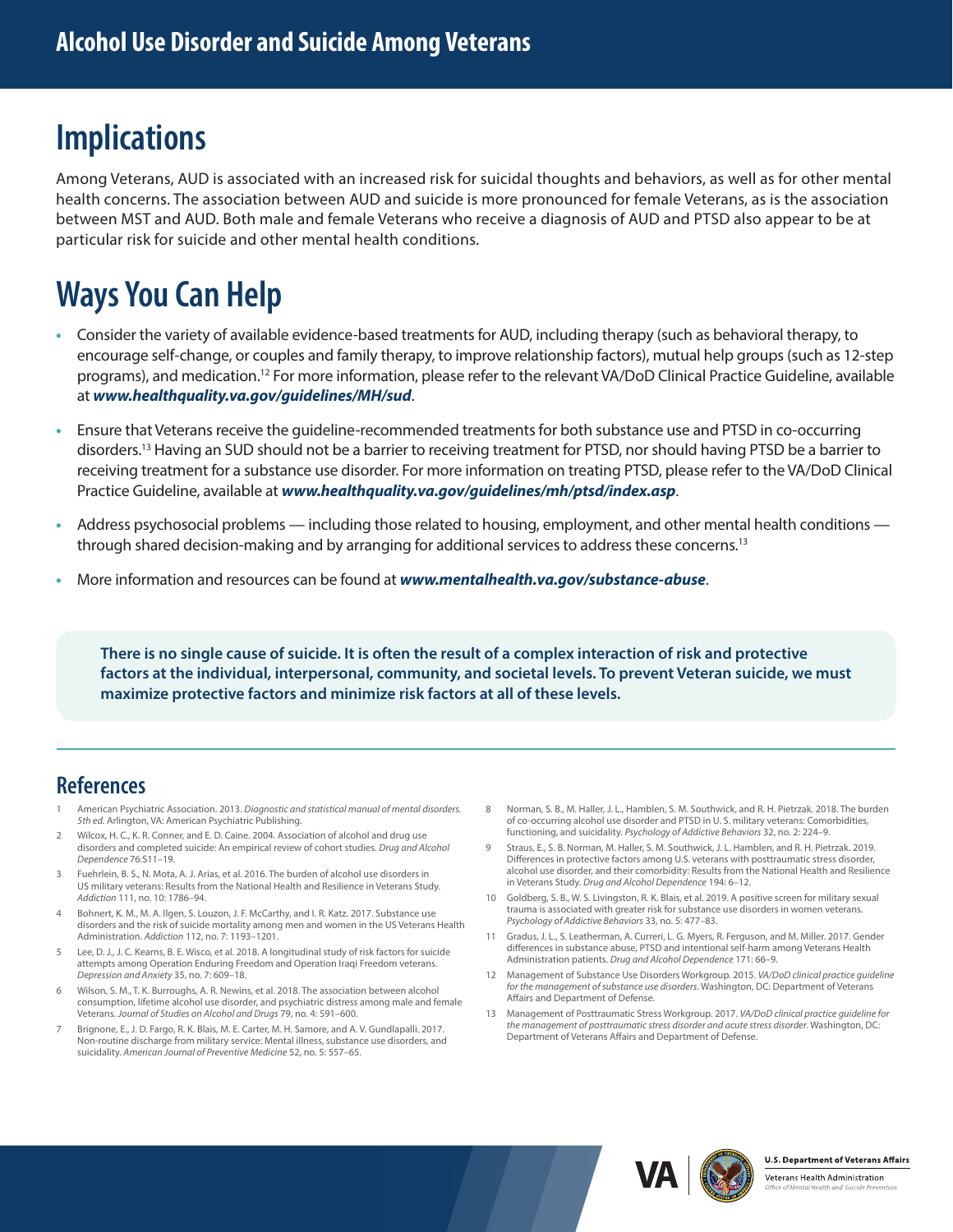# Alcohol Use Disorder and Suicide Among Veterans

## Implications

Among Veterans, AUD is associated with an increased risk for suicidal thoughts and behaviors, as well as for other mental health concerns. The association between AUD and suicide is more pronounced for female Veterans, as is the association between MST and AUD. Both male and female Veterans who receive a diagnosis of AUD and PTSD also appear to be at particular risk for suicide and other mental health conditions.

## Ways You Can Help

- Consider the variety of available evidence-based treatments for AUD, including therapy (such as behavioral therapy, to encourage self-change, or couples and family therapy, to improve relationship factors), mutual help groups (such as 12-step programs), and medication.[12] For more information, please refer to the relevant VA/DoD Clinical Practice Guideline, available at ***www.healthquality.va.gov/guidelines/MH/sud***.
- Ensure that Veterans receive the guideline-recommended treatments for both substance use and PTSD in co-occurring disorders.[13] Having an SUD should not be a barrier to receiving treatment for PTSD, nor should having PTSD be a barrier to receiving treatment for a substance use disorder. For more information on treating PTSD, please refer to the VA/DoD Clinical Practice Guideline, available at ***www.healthquality.va.gov/guidelines/mh/ptsd/index.asp***.
- Address psychosocial problems — including those related to housing, employment, and other mental health conditions — through shared decision-making and by arranging for additional services to address these concerns.[13]
- More information and resources can be found at ***www.mentalhealth.va.gov/substance-abuse***.

**There is no single cause of suicide. It is often the result of a complex interaction of risk and protective factors at the individual, interpersonal, community, and societal levels. To prevent Veteran suicide, we must maximize protective factors and minimize risk factors at all of these levels.**

## References

1. American Psychiatric Association. 2013. *Diagnostic and statistical manual of mental disorders. 5th ed.* Arlington, VA: American Psychiatric Publishing.
2. Wilcox, H. C., K. R. Conner, and E. D. Caine. 2004. Association of alcohol and drug use disorders and completed suicide: An empirical review of cohort studies. *Drug and Alcohol Dependence* 76:S11–19.
3. Fuehrlein, B. S., N. Mota, A. J. Arias, et al. 2016. The burden of alcohol use disorders in US military veterans: Results from the National Health and Resilience in Veterans Study. *Addiction* 111, no. 10: 1786–94.
4. Bohnert, K. M., M. A. Ilgen, S. Louzon, J. F. McCarthy, and I. R. Katz. 2017. Substance use disorders and the risk of suicide mortality among men and women in the US Veterans Health Administration. *Addiction* 112, no. 7: 1193–1201.
5. Lee, D. J., J. C. Kearns, B. E. Wisco, et al. 2018. A longitudinal study of risk factors for suicide attempts among Operation Enduring Freedom and Operation Iraqi Freedom veterans. *Depression and Anxiety* 35, no. 7: 609–18.
6. Wilson, S. M., T. K. Burroughs, A. R. Newins, et al. 2018. The association between alcohol consumption, lifetime alcohol use disorder, and psychiatric distress among male and female Veterans. *Journal of Studies on Alcohol and Drugs* 79, no. 4: 591–600.
7. Brignone, E., J. D. Fargo, R. K. Blais, M. E. Carter, M. H. Samore, and A. V. Gundlapalli. 2017. Non-routine discharge from military service: Mental illness, substance use disorders, and suicidality. *American Journal of Preventive Medicine* 52, no. 5: 557–65.
8. Norman, S. B., M. Haller, J. L., Hamblen, S. M. Southwick, and R. H. Pietrzak. 2018. The burden of co-occurring alcohol use disorder and PTSD in U. S. military veterans: Comorbidities, functioning, and suicidality. *Psychology of Addictive Behaviors* 32, no. 2: 224–9.
9. Straus, E., S. B. Norman, M. Haller, S. M. Southwick, J. L. Hamblen, and R. H. Pietrzak. 2019. Differences in protective factors among U.S. veterans with posttraumatic stress disorder, alcohol use disorder, and their comorbidity: Results from the National Health and Resilience in Veterans Study. *Drug and Alcohol Dependence* 194: 6–12.
10. Goldberg, S. B., W. S. Livingston, R. K. Blais, et al. 2019. A positive screen for military sexual trauma is associated with greater risk for substance use disorders in women veterans. *Psychology of Addictive Behaviors* 33, no. 5: 477–83.
11. Gradus, J. L., S. Leatherman, A. Curreri, L. G. Myers, R. Ferguson, and M. Miller. 2017. Gender differences in substance abuse, PTSD and intentional self-harm among Veterans Health Administration patients. *Drug and Alcohol Dependence* 171: 66–9.
12. Management of Substance Use Disorders Workgroup. 2015. *VA/DoD clinical practice guideline for the management of substance use disorders*. Washington, DC: Department of Veterans Affairs and Department of Defense.
13. Management of Posttraumatic Stress Workgroup. 2017. *VA/DoD clinical practice guideline for the management of posttraumatic stress disorder and acute stress disorder*. Washington, DC: Department of Veterans Affairs and Department of Defense.

U.S. Department of Veterans Affairs
Veterans Health Administration
*Office of Mental Health and Suicide Prevention*